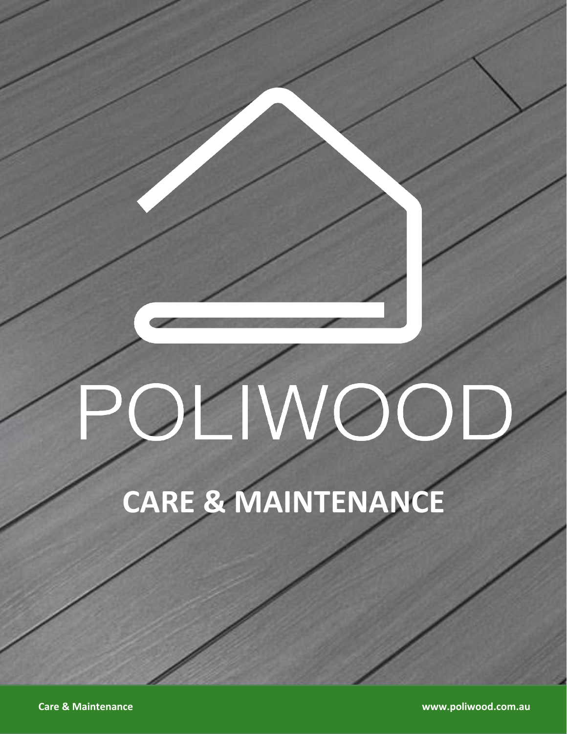# POLIWOOD

## CARE & MAINTENANCE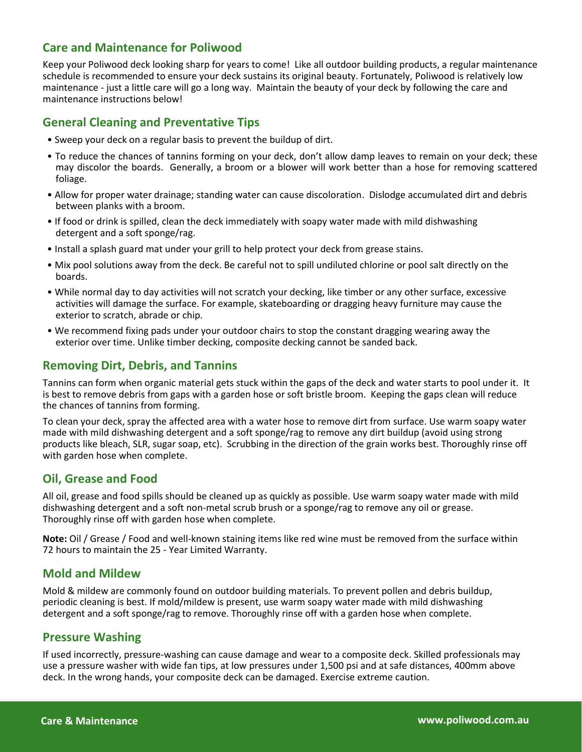## Care and Maintenance for Poliwood

Keep your Poliwood deck looking sharp for years to come! Like all outdoor building products, a regular maintenance schedule is recommended to ensure your deck sustains its original beauty. Fortunately, Poliwood is relatively low maintenance - just a little care will go a long way. Maintain the beauty of your deck by following the care and maintenance instructions below!

## General Cleaning and Preventative Tips

- Sweep your deck on a regular basis to prevent the buildup of dirt.
- To reduce the chances of tannins forming on your deck, don't allow damp leaves to remain on your deck; these may discolor the boards. Generally, a broom or a blower will work better than a hose for removing scattered foliage.
- Allow for proper water drainage; standing water can cause discoloration. Dislodge accumulated dirt and debris between planks with a broom.
- If food or drink is spilled, clean the deck immediately with soapy water made with mild dishwashing detergent and a soft sponge/rag.
- Install a splash guard mat under your grill to help protect your deck from grease stains.
- Mix pool solutions away from the deck. Be careful not to spill undiluted chlorine or pool salt directly on the boards.
- While normal day to day activities will not scratch your decking, like timber or any other surface, excessive activities will damage the surface. For example, skateboarding or dragging heavy furniture may cause the exterior to scratch, abrade or chip.
- We recommend fixing pads under your outdoor chairs to stop the constant dragging wearing away the exterior over time. Unlike timber decking, composite decking cannot be sanded back.

## Removing Dirt, Debris, and Tannins

Tannins can form when organic material gets stuck within the gaps of the deck and water starts to pool under it. It is best to remove debris from gaps with a garden hose or soft bristle broom. Keeping the gaps clean will reduce the chances of tannins from forming.

To clean your deck, spray the affected area with a water hose to remove dirt from surface. Use warm soapy water made with mild dishwashing detergent and a soft sponge/rag to remove any dirt buildup (avoid using strong products like bleach, SLR, sugar soap, etc). Scrubbing in the direction of the grain works best. Thoroughly rinse off with garden hose when complete.

## Oil, Grease and Food

All oil, grease and food spills should be cleaned up as quickly as possible. Use warm soapy water made with mild dishwashing detergent and a soft non-metal scrub brush or a sponge/rag to remove any oil or grease. Thoroughly rinse off with garden hose when complete.

**Note:** Oil / Grease / Food and well-known staining items like red wine must be removed from the surface within 72 hours to maintain the 25 - Year Limited Warranty.

## Mold and Mildew

Mold & mildew are commonly found on outdoor building materials. To prevent pollen and debris buildup, periodic cleaning is best. If mold/mildew is present, use warm soapy water made with mild dishwashing detergent and a soft sponge/rag to remove. Thoroughly rinse off with a garden hose when complete.

## Pressure Washing

If used incorrectly, pressure-washing can cause damage and wear to a composite deck. Skilled professionals may use a pressure washer with wide fan tips, at low pressures under 1,500 psi and at safe distances, 400mm above deck. In the wrong hands, your composite deck can be damaged. Exercise extreme caution.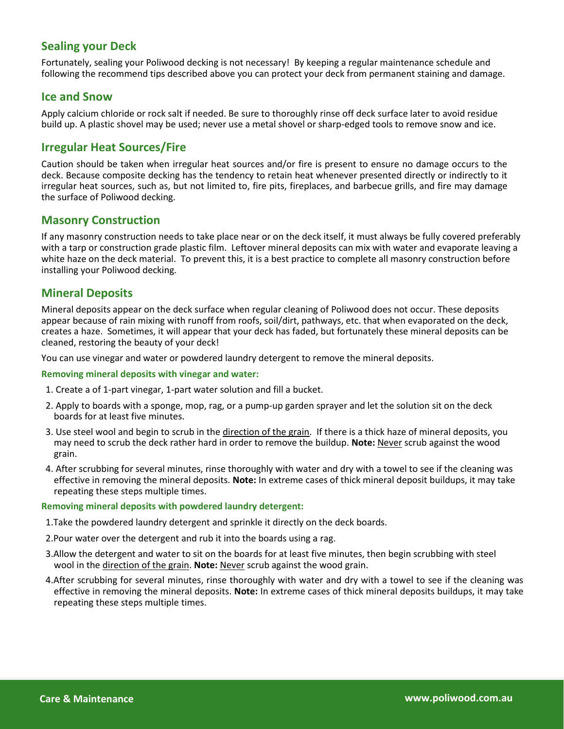## Sealing your Deck

Fortunately, sealing your Poliwood decking is not necessary! By keeping a regular maintenance schedule and following the recommend tips described above you can protect your deck from permanent staining and damage.

## Ice and Snow

Apply calcium chloride or rock salt if needed. Be sure to thoroughly rinse off deck surface later to avoid residue build up. A plastic shovel may be used; never use a metal shovel or sharp-edged tools to remove snow and ice.

## Irregular Heat Sources/Fire

Caution should be taken when irregular heat sources and/or fire is present to ensure no damage occurs to the deck. Because composite decking has the tendency to retain heat whenever presented directly or indirectly to it irregular heat sources, such as, but not limited to, fire pits, fireplaces, and barbecue grills, and fire may damage the surface of Poliwood decking.

## Masonry Construction

If any masonry construction needs to take place near or on the deck itself, it must always be fully covered preferably with a tarp or construction grade plastic film. Leftover mineral deposits can mix with water and evaporate leaving a white haze on the deck material. To prevent this, it is a best practice to complete all masonry construction before installing your Poliwood decking.

## Mineral Deposits

Mineral deposits appear on the deck surface when regular cleaning of Poliwood does not occur. These deposits appear because of rain mixing with runoff from roofs, soil/dirt, pathways, etc. that when evaporated on the deck, creates a haze. Sometimes, it will appear that your deck has faded, but fortunately these mineral deposits can be cleaned, restoring the beauty of your deck!

You can use vinegar and water or powdered laundry detergent to remove the mineral deposits.

### Removing mineral deposits with vinegar and water:

1. Create a of 1-part vinegar, 1-part water solution and fill a bucket.
2. Apply to boards with a sponge, mop, rag, or a pump-up garden sprayer and let the solution sit on the deck boards for at least five minutes.
3. Use steel wool and begin to scrub in the direction of the grain. If there is a thick haze of mineral deposits, you may need to scrub the deck rather hard in order to remove the buildup. **Note:** Never scrub against the wood grain.
4. After scrubbing for several minutes, rinse thoroughly with water and dry with a towel to see if the cleaning was effective in removing the mineral deposits. **Note:** In extreme cases of thick mineral deposit buildups, it may take repeating these steps multiple times.

### Removing mineral deposits with powdered laundry detergent:

1. Take the powdered laundry detergent and sprinkle it directly on the deck boards.
2. Pour water over the detergent and rub it into the boards using a rag.
3. Allow the detergent and water to sit on the boards for at least five minutes, then begin scrubbing with steel wool in the direction of the grain. **Note:** Never scrub against the wood grain.
4. After scrubbing for several minutes, rinse thoroughly with water and dry with a towel to see if the cleaning was effective in removing the mineral deposits. **Note:** In extreme cases of thick mineral deposits buildups, it may take repeating these steps multiple times.